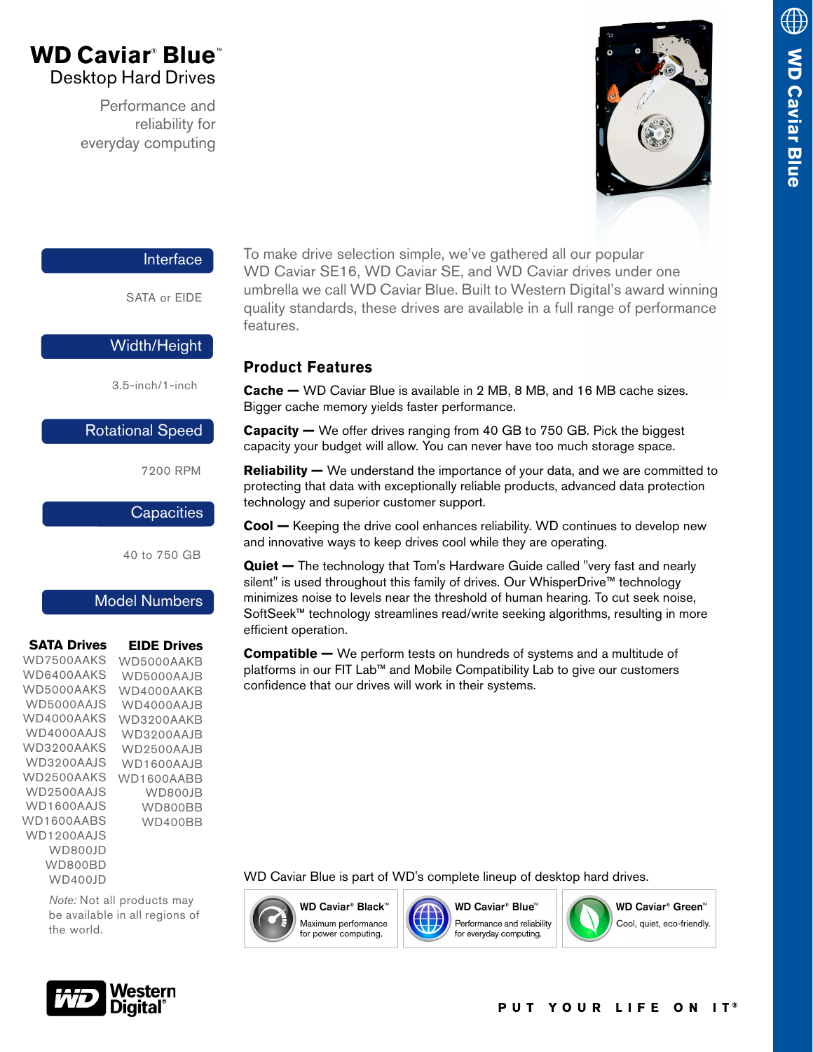# WD Caviar® Blue™

## Desktop Hard Drives

Performance and reliability for everyday computing

WD Caviar Blue

**Interface**

SATA or EIDE

**Width/Height**

3.5-inch/1-inch

**Rotational Speed**

7200 RPM

**Capacities**

40 to 750 GB

**Model Numbers**

| SATA Drives | EIDE Drives |
|---|---|
| WD7500AAKS | WD5000AAKB |
| WD6400AAKS | WD5000AAJB |
| WD5000AAKS | WD4000AAKB |
| WD5000AAJS | WD4000AAJB |
| WD4000AAKS | WD3200AAKB |
| WD4000AAJS | WD3200AAJB |
| WD3200AAKS | WD2500AAJB |
| WD3200AAJS | WD1600AAJB |
| WD2500AAKS | WD1600AABB |
| WD2500AAJS | WD800JB |
| WD1600AAJS | WD800BB |
| WD1600AABS | WD400BB |
| WD1200AAJS | |
| WD800JD | |
| WD800BD | |
| WD400JD | |

*Note:* Not all products may be available in all regions of the world.

To make drive selection simple, we've gathered all our popular WD Caviar SE16, WD Caviar SE, and WD Caviar drives under one umbrella we call WD Caviar Blue. Built to Western Digital's award winning quality standards, these drives are available in a full range of performance features.

## Product Features

**Cache —** WD Caviar Blue is available in 2 MB, 8 MB, and 16 MB cache sizes. Bigger cache memory yields faster performance.

**Capacity —** We offer drives ranging from 40 GB to 750 GB. Pick the biggest capacity your budget will allow. You can never have too much storage space.

**Reliability —** We understand the importance of your data, and we are committed to protecting that data with exceptionally reliable products, advanced data protection technology and superior customer support.

**Cool —** Keeping the drive cool enhances reliability. WD continues to develop new and innovative ways to keep drives cool while they are operating.

**Quiet —** The technology that Tom's Hardware Guide called "very fast and nearly silent" is used throughout this family of drives. Our WhisperDrive™ technology minimizes noise to levels near the threshold of human hearing. To cut seek noise, SoftSeek™ technology streamlines read/write seeking algorithms, resulting in more efficient operation.

**Compatible —** We perform tests on hundreds of systems and a multitude of platforms in our FIT Lab™ and Mobile Compatibility Lab to give our customers confidence that our drives will work in their systems.

WD Caviar Blue is part of WD's complete lineup of desktop hard drives.

**WD Caviar® Black™** — Maximum performance for power computing.

**WD Caviar® Blue™** — Performance and reliability for everyday computing.

**WD Caviar® Green™** — Cool, quiet, eco-friendly.

Western Digital®

PUT YOUR LIFE ON IT®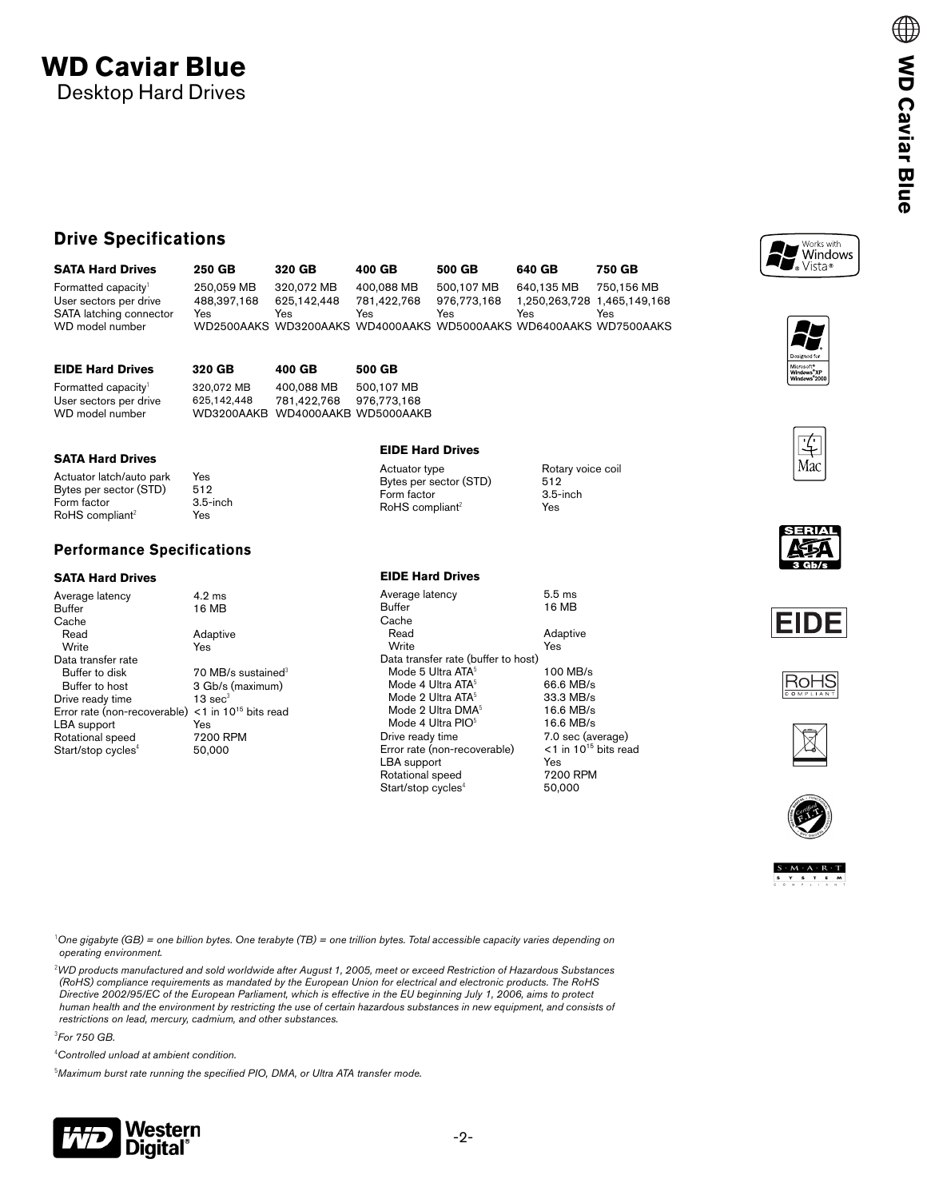# WD Caviar Blue

Desktop Hard Drives

## Drive Specifications

| SATA Hard Drives | 250 GB | 320 GB | 400 GB | 500 GB | 640 GB | 750 GB |
|---|---|---|---|---|---|---|
| Formatted capacity[1] | 250,059 MB | 320,072 MB | 400,088 MB | 500,107 MB | 640,135 MB | 750,156 MB |
| User sectors per drive | 488,397,168 | 625,142,448 | 781,422,768 | 976,773,168 | 1,250,263,728 | 1,465,149,168 |
| SATA latching connector | Yes | Yes | Yes | Yes | Yes | Yes |
| WD model number | WD2500AAKS | WD3200AAKS | WD4000AAKS | WD5000AAKS | WD6400AAKS | WD7500AAKS |

| EIDE Hard Drives | 320 GB | 400 GB | 500 GB |
|---|---|---|---|
| Formatted capacity[1] | 320,072 MB | 400,088 MB | 500,107 MB |
| User sectors per drive | 625,142,448 | 781,422,768 | 976,773,168 |
| WD model number | WD3200AAKB | WD4000AAKB | WD5000AAKB |

| SATA Hard Drives | |
|---|---|
| Actuator latch/auto park | Yes |
| Bytes per sector (STD) | 512 |
| Form factor | 3.5-inch |
| RoHS compliant[2] | Yes |

| EIDE Hard Drives | |
|---|---|
| Actuator type | Rotary voice coil |
| Bytes per sector (STD) | 512 |
| Form factor | 3.5-inch |
| RoHS compliant[2] | Yes |

## Performance Specifications

| SATA Hard Drives | |
|---|---|
| Average latency | 4.2 ms |
| Buffer | 16 MB |
| Cache | |
| Read | Adaptive |
| Write | Yes |
| Data transfer rate | |
| Buffer to disk | 70 MB/s sustained[3] |
| Buffer to host | 3 Gb/s (maximum) |
| Drive ready time | 13 sec[3] |
| Error rate (non-recoverable) | <1 in $10^{15}$ bits read |
| LBA support | Yes |
| Rotational speed | 7200 RPM |
| Start/stop cycles[4] | 50,000 |

| EIDE Hard Drives | |
|---|---|
| Average latency | 5.5 ms |
| Buffer | 16 MB |
| Cache | |
| Read | Adaptive |
| Write | Yes |
| Data transfer rate (buffer to host) | |
| Mode 5 Ultra ATA[5] | 100 MB/s |
| Mode 4 Ultra ATA[5] | 66.6 MB/s |
| Mode 2 Ultra ATA[5] | 33.3 MB/s |
| Mode 2 Ultra DMA[5] | 16.6 MB/s |
| Mode 4 Ultra PIO[5] | 16.6 MB/s |
| Drive ready time | 7.0 sec (average) |
| Error rate (non-recoverable) | <1 in $10^{15}$ bits read |
| LBA support | Yes |
| Rotational speed | 7200 RPM |
| Start/stop cycles[4] | 50,000 |

[1] *One gigabyte (GB) = one billion bytes. One terabyte (TB) = one trillion bytes. Total accessible capacity varies depending on operating environment.*

[2] *WD products manufactured and sold worldwide after August 1, 2005, meet or exceed Restriction of Hazardous Substances (RoHS) compliance requirements as mandated by the European Union for electrical and electronic products. The RoHS Directive 2002/95/EC of the European Parliament, which is effective in the EU beginning July 1, 2006, aims to protect human health and the environment by restricting the use of certain hazardous substances in new equipment, and consists of restrictions on lead, mercury, cadmium, and other substances.*

[3] *For 750 GB.*

[4] *Controlled unload at ambient condition.*

[5] *Maximum burst rate running the specified PIO, DMA, or Ultra ATA transfer mode.*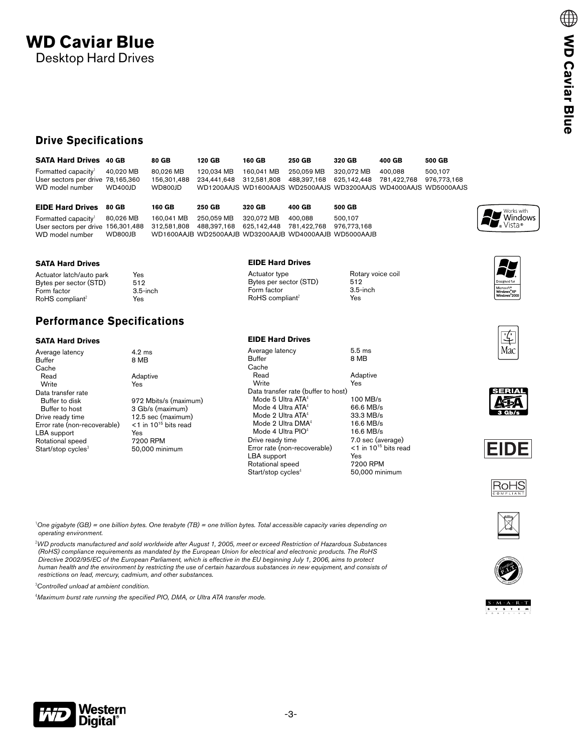# WD Caviar Blue

Desktop Hard Drives

## Drive Specifications

| SATA Hard Drives | 40 GB | 80 GB | 120 GB | 160 GB | 250 GB | 320 GB | 400 GB | 500 GB |
|---|---|---|---|---|---|---|---|---|
| Formatted capacity[1] | 40,020 MB | 80,026 MB | 120,034 MB | 160,041 MB | 250,059 MB | 320,072 MB | 400,088 | 500,107 |
| User sectors per drive | 78,165,360 | 156,301,488 | 234,441,648 | 312,581,808 | 488,397,168 | 625,142,448 | 781,422,768 | 976,773,168 |
| WD model number | WD400JD | WD800JD | WD1200AAJS | WD1600AAJS | WD2500AAJS | WD3200AAJS | WD4000AAJS | WD5000AAJS |

| EIDE Hard Drives | 80 GB | 160 GB | 250 GB | 320 GB | 400 GB | 500 GB |
|---|---|---|---|---|---|---|
| Formatted capacity[1] | 80,026 MB | 160,041 MB | 250,059 MB | 320,072 MB | 400,088 | 500,107 |
| User sectors per drive | 156,301,488 | 312,581,808 | 488,397,168 | 625,142,448 | 781,422,768 | 976,773,168 |
| WD model number | WD800JB | WD1600AAJB | WD2500AAJB | WD3200AAJB | WD4000AAJB | WD5000AAJB |

### SATA Hard Drives

| | |
|---|---|
| Actuator latch/auto park | Yes |
| Bytes per sector (STD) | 512 |
| Form factor | 3.5-inch |
| RoHS compliant[2] | Yes |

### EIDE Hard Drives

| | |
|---|---|
| Actuator type | Rotary voice coil |
| Bytes per sector (STD) | 512 |
| Form factor | 3.5-inch |
| RoHS compliant[2] | Yes |

## Performance Specifications

### SATA Hard Drives

| | |
|---|---|
| Average latency | 4.2 ms |
| Buffer | 8 MB |
| Cache | |
| Read | Adaptive |
| Write | Yes |
| Data transfer rate | |
| Buffer to disk | 972 Mbits/s (maximum) |
| Buffer to host | 3 Gb/s (maximum) |
| Drive ready time | 12.5 sec (maximum) |
| Error rate (non-recoverable) | <1 in $10^{15}$ bits read |
| LBA support | Yes |
| Rotational speed | 7200 RPM |
| Start/stop cycles[3] | 50,000 minimum |

### EIDE Hard Drives

| | |
|---|---|
| Average latency | 5.5 ms |
| Buffer | 8 MB |
| Cache | |
| Read | Adaptive |
| Write | Yes |
| Data transfer rate (buffer to host) | |
| Mode 5 Ultra ATA[4] | 100 MB/s |
| Mode 4 Ultra ATA[4] | 66.6 MB/s |
| Mode 2 Ultra ATA[4] | 33.3 MB/s |
| Mode 2 Ultra DMA[4] | 16.6 MB/s |
| Mode 4 Ultra PIO[4] | 16.6 MB/s |
| Drive ready time | 7.0 sec (average) |
| Error rate (non-recoverable) | <1 in $10^{15}$ bits read |
| LBA support | Yes |
| Rotational speed | 7200 RPM |
| Start/stop cycles[4] | 50,000 minimum |

[1] *One gigabyte (GB) = one billion bytes. One terabyte (TB) = one trillion bytes. Total accessible capacity varies depending on operating environment.*

[2] *WD products manufactured and sold worldwide after August 1, 2005, meet or exceed Restriction of Hazardous Substances (RoHS) compliance requirements as mandated by the European Union for electrical and electronic products. The RoHS Directive 2002/95/EC of the European Parliament, which is effective in the EU beginning July 1, 2006, aims to protect human health and the environment by restricting the use of certain hazardous substances in new equipment, and consists of restrictions on lead, mercury, cadmium, and other substances.*

[3] *Controlled unload at ambient condition.*

[4] *Maximum burst rate running the specified PIO, DMA, or Ultra ATA transfer mode.*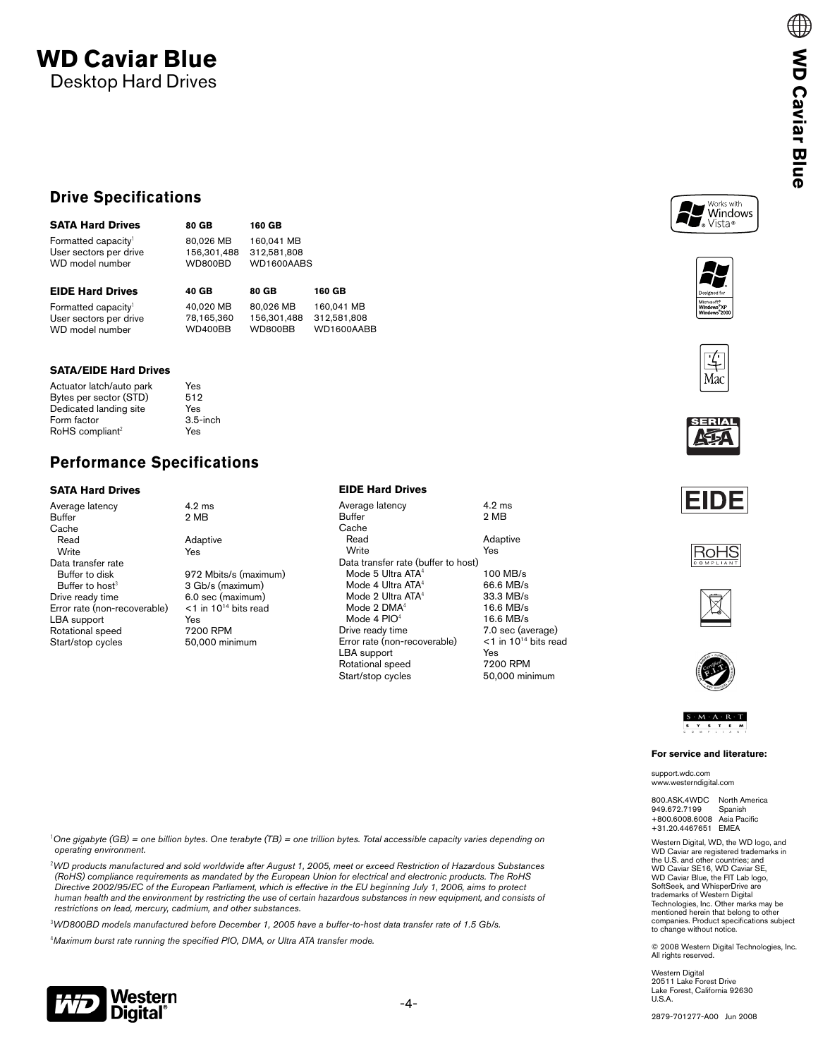# WD Caviar Blue

Desktop Hard Drives

## Drive Specifications

| SATA Hard Drives | 80 GB | 160 GB |
|---|---|---|
| Formatted capacity[1] | 80,026 MB | 160,041 MB |
| User sectors per drive | 156,301,488 | 312,581,808 |
| WD model number | WD800BD | WD1600AABS |

| EIDE Hard Drives | 40 GB | 80 GB | 160 GB |
|---|---|---|---|
| Formatted capacity[1] | 40,020 MB | 80,026 MB | 160,041 MB |
| User sectors per drive | 78,165,360 | 156,301,488 | 312,581,808 |
| WD model number | WD400BB | WD800BB | WD1600AABB |

| SATA/EIDE Hard Drives | |
|---|---|
| Actuator latch/auto park | Yes |
| Bytes per sector (STD) | 512 |
| Dedicated landing site | Yes |
| Form factor | 3.5-inch |
| RoHS compliant[2] | Yes |

## Performance Specifications

| SATA Hard Drives | |
|---|---|
| Average latency | 4.2 ms |
| Buffer | 2 MB |
| Cache | |
| Read | Adaptive |
| Write | Yes |
| Data transfer rate | |
| Buffer to disk | 972 Mbits/s (maximum) |
| Buffer to host[3] | 3 Gb/s (maximum) |
| Drive ready time | 6.0 sec (maximum) |
| Error rate (non-recoverable) | <1 in $10^{14}$ bits read |
| LBA support | Yes |
| Rotational speed | 7200 RPM |
| Start/stop cycles | 50,000 minimum |

| EIDE Hard Drives | |
|---|---|
| Average latency | 4.2 ms |
| Buffer | 2 MB |
| Cache | |
| Read | Adaptive |
| Write | Yes |
| Data transfer rate (buffer to host) | |
| Mode 5 Ultra ATA[4] | 100 MB/s |
| Mode 4 Ultra ATA[4] | 66.6 MB/s |
| Mode 2 Ultra ATA[4] | 33.3 MB/s |
| Mode 2 DMA[4] | 16.6 MB/s |
| Mode 4 PIO[4] | 16.6 MB/s |
| Drive ready time | 7.0 sec (average) |
| Error rate (non-recoverable) | <1 in $10^{14}$ bits read |
| LBA support | Yes |
| Rotational speed | 7200 RPM |
| Start/stop cycles | 50,000 minimum |

[1] *One gigabyte (GB) = one billion bytes. One terabyte (TB) = one trillion bytes. Total accessible capacity varies depending on operating environment.*

[2] *WD products manufactured and sold worldwide after August 1, 2005, meet or exceed Restriction of Hazardous Substances (RoHS) compliance requirements as mandated by the European Union for electrical and electronic products. The RoHS Directive 2002/95/EC of the European Parliament, which is effective in the EU beginning July 1, 2006, aims to protect human health and the environment by restricting the use of certain hazardous substances in new equipment, and consists of restrictions on lead, mercury, cadmium, and other substances.*

[3] *WD800BD models manufactured before December 1, 2005 have a buffer-to-host data transfer rate of 1.5 Gb/s.*

[4] *Maximum burst rate running the specified PIO, DMA, or Ultra ATA transfer mode.*

**For service and literature:**

support.wdc.com
www.westerndigital.com

| | |
|---|---|
| 800.ASK.4WDC | North America |
| 949.672.7199 | Spanish |
| +800.6008.6008 | Asia Pacific |
| +31.20.4467651 | EMEA |

Western Digital, WD, the WD logo, and WD Caviar are registered trademarks in the U.S. and other countries; and WD Caviar SE16, WD Caviar SE, WD Caviar Blue, the FIT Lab logo, SoftSeek, and WhisperDrive are trademarks of Western Digital Technologies, Inc. Other marks may be mentioned herein that belong to other companies. Product specifications subject to change without notice.

© 2008 Western Digital Technologies, Inc. All rights reserved.

Western Digital
20511 Lake Forest Drive
Lake Forest, California 92630
U.S.A.

2879-701277-A00 Jun 2008